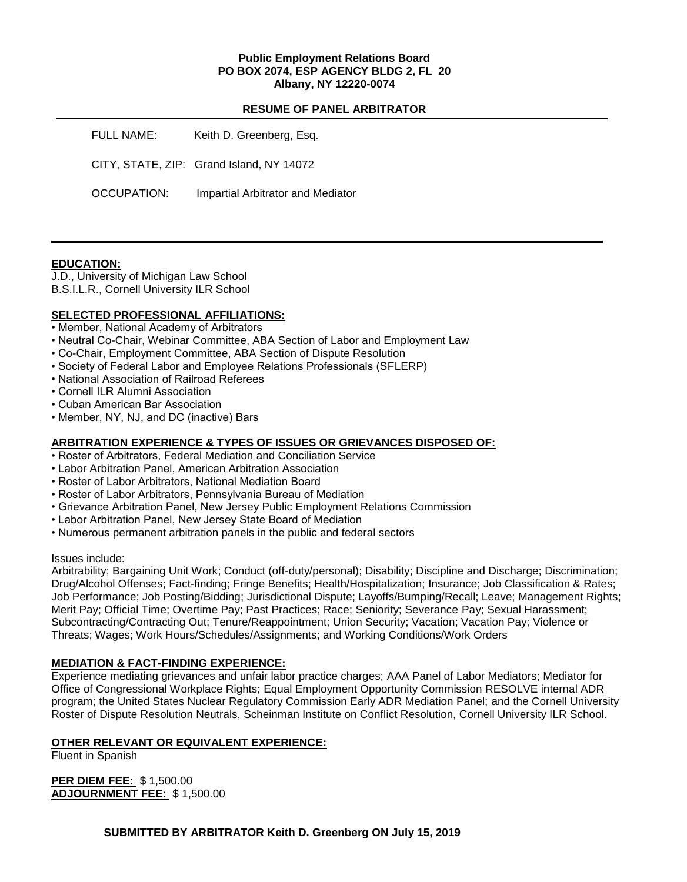**Public Employment Relations Board**
**PO BOX 2074, ESP AGENCY BLDG 2, FL 20**
**Albany, NY 12220-0074**

## RESUME OF PANEL ARBITRATOR

FULL NAME: Keith D. Greenberg, Esq.

CITY, STATE, ZIP: Grand Island, NY 14072

OCCUPATION: Impartial Arbitrator and Mediator

---

### EDUCATION:

J.D., University of Michigan Law School
B.S.I.L.R., Cornell University ILR School

### SELECTED PROFESSIONAL AFFILIATIONS:

- Member, National Academy of Arbitrators
- Neutral Co-Chair, Webinar Committee, ABA Section of Labor and Employment Law
- Co-Chair, Employment Committee, ABA Section of Dispute Resolution
- Society of Federal Labor and Employee Relations Professionals (SFLERP)
- National Association of Railroad Referees
- Cornell ILR Alumni Association
- Cuban American Bar Association
- Member, NY, NJ, and DC (inactive) Bars

### ARBITRATION EXPERIENCE & TYPES OF ISSUES OR GRIEVANCES DISPOSED OF:

- Roster of Arbitrators, Federal Mediation and Conciliation Service
- Labor Arbitration Panel, American Arbitration Association
- Roster of Labor Arbitrators, National Mediation Board
- Roster of Labor Arbitrators, Pennsylvania Bureau of Mediation
- Grievance Arbitration Panel, New Jersey Public Employment Relations Commission
- Labor Arbitration Panel, New Jersey State Board of Mediation
- Numerous permanent arbitration panels in the public and federal sectors

Issues include:
Arbitrability; Bargaining Unit Work; Conduct (off-duty/personal); Disability; Discipline and Discharge; Discrimination; Drug/Alcohol Offenses; Fact-finding; Fringe Benefits; Health/Hospitalization; Insurance; Job Classification & Rates; Job Performance; Job Posting/Bidding; Jurisdictional Dispute; Layoffs/Bumping/Recall; Leave; Management Rights; Merit Pay; Official Time; Overtime Pay; Past Practices; Race; Seniority; Severance Pay; Sexual Harassment; Subcontracting/Contracting Out; Tenure/Reappointment; Union Security; Vacation; Vacation Pay; Violence or Threats; Wages; Work Hours/Schedules/Assignments; and Working Conditions/Work Orders

### MEDIATION & FACT-FINDING EXPERIENCE:

Experience mediating grievances and unfair labor practice charges; AAA Panel of Labor Mediators; Mediator for Office of Congressional Workplace Rights; Equal Employment Opportunity Commission RESOLVE internal ADR program; the United States Nuclear Regulatory Commission Early ADR Mediation Panel; and the Cornell University Roster of Dispute Resolution Neutrals, Scheinman Institute on Conflict Resolution, Cornell University ILR School.

### OTHER RELEVANT OR EQUIVALENT EXPERIENCE:

Fluent in Spanish

**PER DIEM FEE:** $ 1,500.00
**ADJOURNMENT FEE:** $ 1,500.00

**SUBMITTED BY ARBITRATOR Keith D. Greenberg ON July 15, 2019**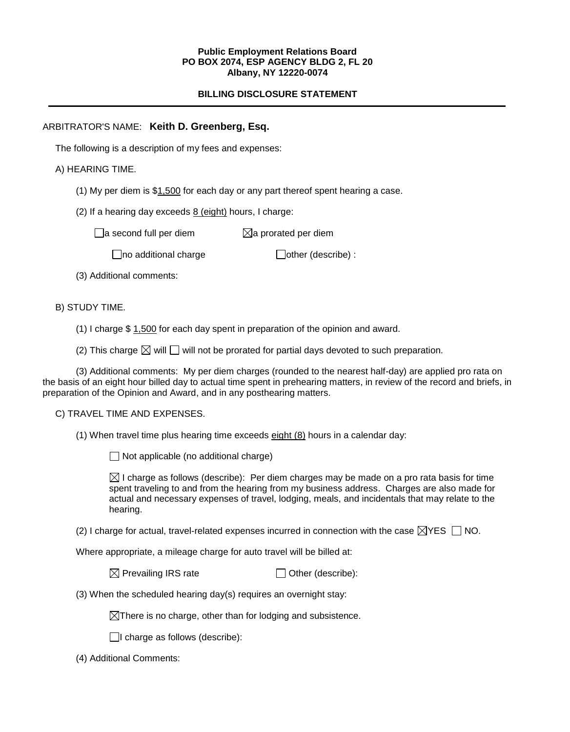**Public Employment Relations Board**
**PO BOX 2074, ESP AGENCY BLDG 2, FL 20**
**Albany, NY 12220-0074**

**BILLING DISCLOSURE STATEMENT**

---

ARBITRATOR'S NAME: **Keith D. Greenberg, Esq.**

The following is a description of my fees and expenses:

A) HEARING TIME.

(1) My per diem is $1,500 for each day or any part thereof spent hearing a case.

(2) If a hearing day exceeds 8 (eight) hours, I charge:

☐ a second full per diem ☒ a prorated per diem

☐ no additional charge ☐ other (describe) :

(3) Additional comments:

B) STUDY TIME.

(1) I charge $ 1,500 for each day spent in preparation of the opinion and award.

(2) This charge ☒ will ☐ will not be prorated for partial days devoted to such preparation.

(3) Additional comments: My per diem charges (rounded to the nearest half-day) are applied pro rata on the basis of an eight hour billed day to actual time spent in prehearing matters, in review of the record and briefs, in preparation of the Opinion and Award, and in any posthearing matters.

C) TRAVEL TIME AND EXPENSES.

(1) When travel time plus hearing time exceeds eight (8) hours in a calendar day:

☐ Not applicable (no additional charge)

☒ I charge as follows (describe): Per diem charges may be made on a pro rata basis for time spent traveling to and from the hearing from my business address. Charges are also made for actual and necessary expenses of travel, lodging, meals, and incidentals that may relate to the hearing.

(2) I charge for actual, travel-related expenses incurred in connection with the case ☒ YES ☐ NO.

Where appropriate, a mileage charge for auto travel will be billed at:

☒ Prevailing IRS rate ☐ Other (describe):

(3) When the scheduled hearing day(s) requires an overnight stay:

☒ There is no charge, other than for lodging and subsistence.

☐ I charge as follows (describe):

(4) Additional Comments: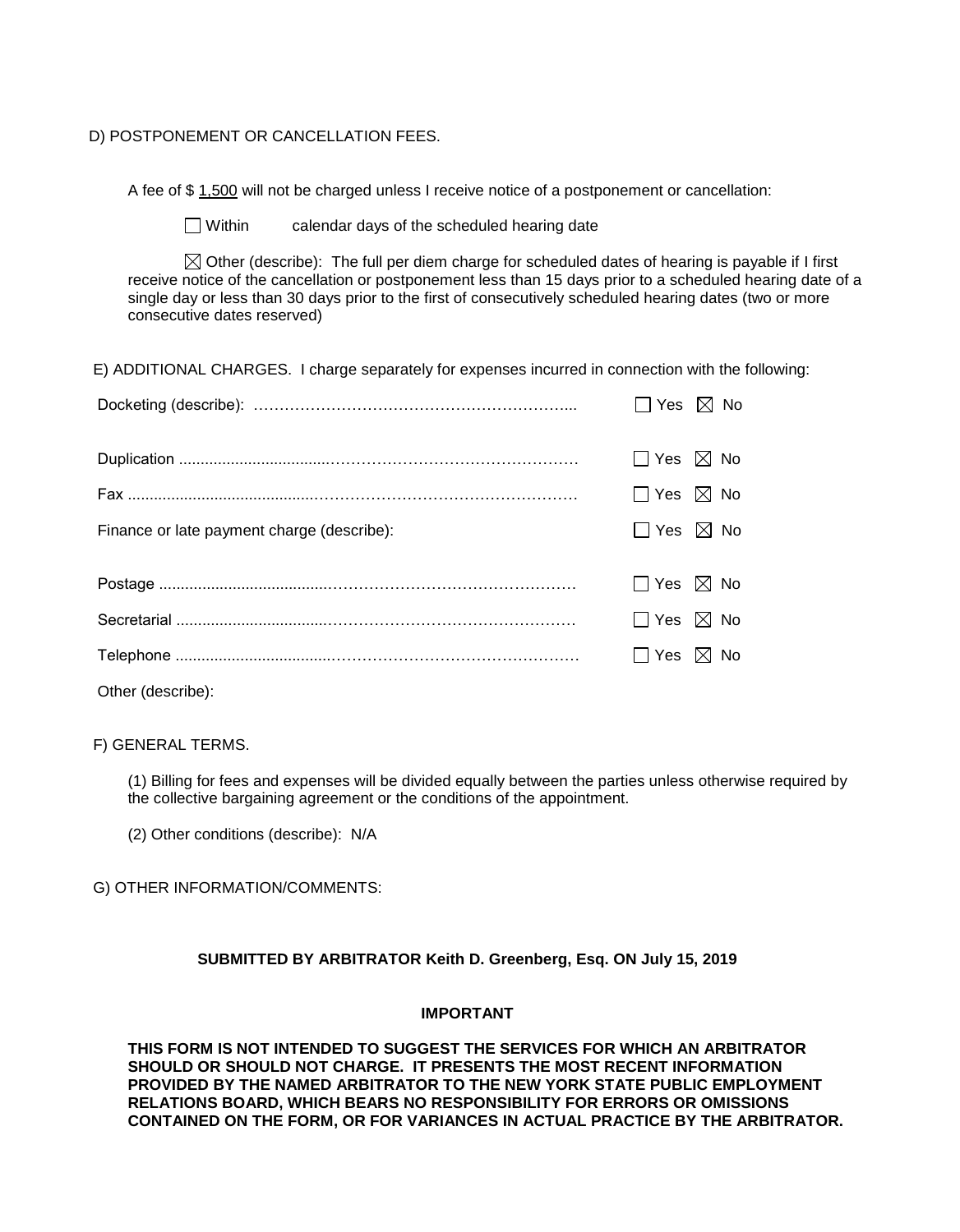D) POSTPONEMENT OR CANCELLATION FEES.

A fee of $ 1,500 will not be charged unless I receive notice of a postponement or cancellation:

☐ Within      calendar days of the scheduled hearing date

☒ Other (describe): The full per diem charge for scheduled dates of hearing is payable if I first receive notice of the cancellation or postponement less than 15 days prior to a scheduled hearing date of a single day or less than 30 days prior to the first of consecutively scheduled hearing dates (two or more consecutive dates reserved)

E) ADDITIONAL CHARGES. I charge separately for expenses incurred in connection with the following:

| | |
|---|---|
| Docketing (describe): | ☐ Yes ☒ No |
| Duplication | ☐ Yes ☒ No |
| Fax | ☐ Yes ☒ No |
| Finance or late payment charge (describe): | ☐ Yes ☒ No |
| Postage | ☐ Yes ☒ No |
| Secretarial | ☐ Yes ☒ No |
| Telephone | ☐ Yes ☒ No |

Other (describe):

F) GENERAL TERMS.

(1) Billing for fees and expenses will be divided equally between the parties unless otherwise required by the collective bargaining agreement or the conditions of the appointment.

(2) Other conditions (describe): N/A

G) OTHER INFORMATION/COMMENTS:

**SUBMITTED BY ARBITRATOR Keith D. Greenberg, Esq. ON July 15, 2019**

**IMPORTANT**

**THIS FORM IS NOT INTENDED TO SUGGEST THE SERVICES FOR WHICH AN ARBITRATOR SHOULD OR SHOULD NOT CHARGE. IT PRESENTS THE MOST RECENT INFORMATION PROVIDED BY THE NAMED ARBITRATOR TO THE NEW YORK STATE PUBLIC EMPLOYMENT RELATIONS BOARD, WHICH BEARS NO RESPONSIBILITY FOR ERRORS OR OMISSIONS CONTAINED ON THE FORM, OR FOR VARIANCES IN ACTUAL PRACTICE BY THE ARBITRATOR.**